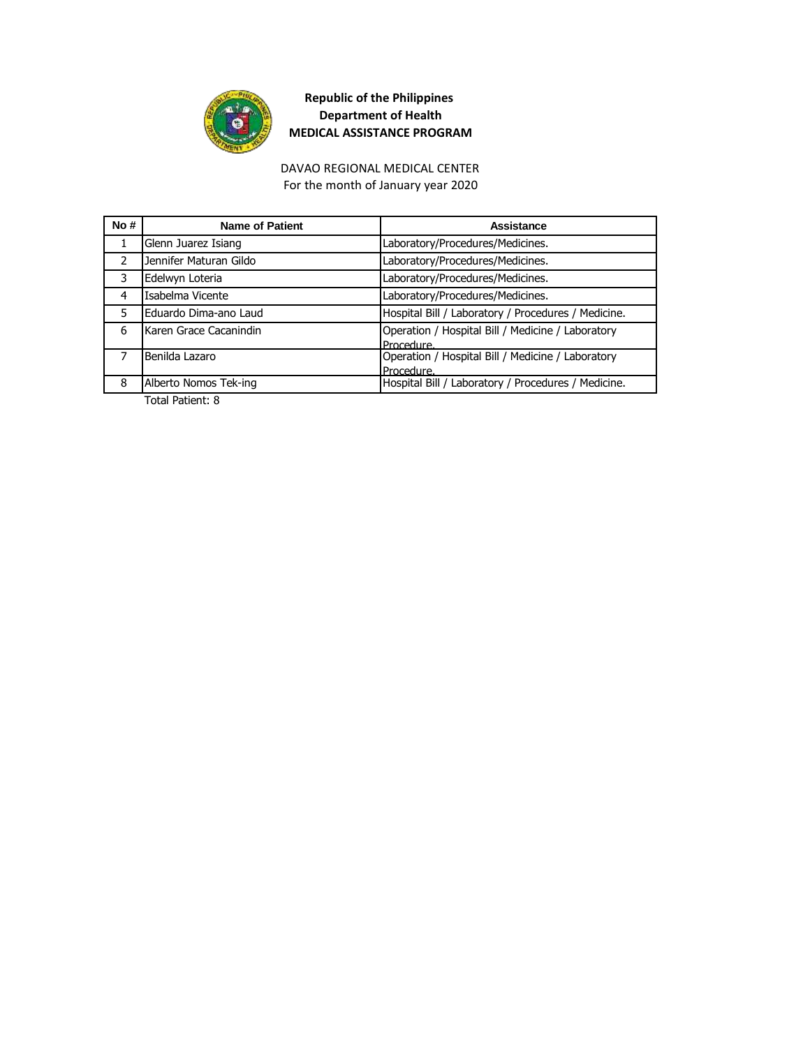**Republic of the Philippines**
**Department of Health**
**MEDICAL ASSISTANCE PROGRAM**

DAVAO REGIONAL MEDICAL CENTER
For the month of January year 2020

| No # | Name of Patient | Assistance |
| --- | --- | --- |
| 1 | Glenn Juarez Isiang | Laboratory/Procedures/Medicines. |
| 2 | Jennifer Maturan Gildo | Laboratory/Procedures/Medicines. |
| 3 | Edelwyn Loteria | Laboratory/Procedures/Medicines. |
| 4 | Isabelma Vicente | Laboratory/Procedures/Medicines. |
| 5 | Eduardo Dima-ano Laud | Hospital Bill / Laboratory / Procedures / Medicine. |
| 6 | Karen Grace Cacanindin | Operation / Hospital Bill / Medicine / Laboratory Procedure. |
| 7 | Benilda Lazaro | Operation / Hospital Bill / Medicine / Laboratory Procedure. |
| 8 | Alberto Nomos Tek-ing | Hospital Bill / Laboratory / Procedures / Medicine. |

Total Patient: 8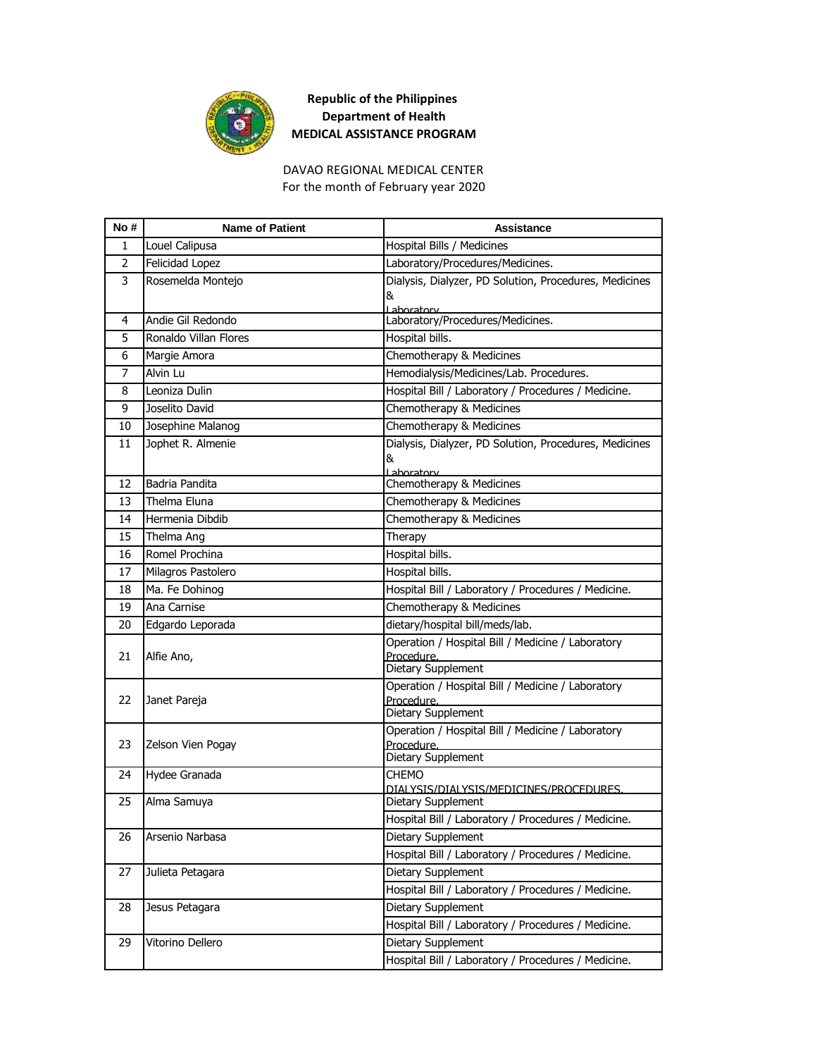**Republic of the Philippines**
**Department of Health**
**MEDICAL ASSISTANCE PROGRAM**

DAVAO REGIONAL MEDICAL CENTER
For the month of February year 2020

| No # | Name of Patient | Assistance |
|---|---|---|
| 1 | Louel Calipusa | Hospital Bills / Medicines |
| 2 | Felicidad Lopez | Laboratory/Procedures/Medicines. |
| 3 | Rosemelda Montejo | Dialysis, Dialyzer, PD Solution, Procedures, Medicines & Laboratory |
| 4 | Andie Gil Redondo | Laboratory/Procedures/Medicines. |
| 5 | Ronaldo Villan Flores | Hospital bills. |
| 6 | Margie Amora | Chemotherapy & Medicines |
| 7 | Alvin Lu | Hemodialysis/Medicines/Lab. Procedures. |
| 8 | Leoniza Dulin | Hospital Bill / Laboratory / Procedures / Medicine. |
| 9 | Joselito David | Chemotherapy & Medicines |
| 10 | Josephine Malanog | Chemotherapy & Medicines |
| 11 | Jophet R. Almenie | Dialysis, Dialyzer, PD Solution, Procedures, Medicines & Laboratory |
| 12 | Badria Pandita | Chemotherapy & Medicines |
| 13 | Thelma Eluna | Chemotherapy & Medicines |
| 14 | Hermenia Dibdib | Chemotherapy & Medicines |
| 15 | Thelma Ang | Therapy |
| 16 | Romel Prochina | Hospital bills. |
| 17 | Milagros Pastolero | Hospital bills. |
| 18 | Ma. Fe Dohinog | Hospital Bill / Laboratory / Procedures / Medicine. |
| 19 | Ana Carnise | Chemotherapy & Medicines |
| 20 | Edgardo Leporada | dietary/hospital bill/meds/lab. |
| 21 | Alfie Ano, | Operation / Hospital Bill / Medicine / Laboratory Procedure. |
| | | Dietary Supplement |
| 22 | Janet Pareja | Operation / Hospital Bill / Medicine / Laboratory Procedure. |
| | | Dietary Supplement |
| 23 | Zelson Vien Pogay | Operation / Hospital Bill / Medicine / Laboratory Procedure. |
| | | Dietary Supplement |
| 24 | Hydee Granada | CHEMO DIALYSIS/DIALYSIS/MEDICINES/PROCEDURES. |
| 25 | Alma Samuya | Dietary Supplement |
| | | Hospital Bill / Laboratory / Procedures / Medicine. |
| 26 | Arsenio Narbasa | Dietary Supplement |
| | | Hospital Bill / Laboratory / Procedures / Medicine. |
| 27 | Julieta Petagara | Dietary Supplement |
| | | Hospital Bill / Laboratory / Procedures / Medicine. |
| 28 | Jesus Petagara | Dietary Supplement |
| | | Hospital Bill / Laboratory / Procedures / Medicine. |
| 29 | Vitorino Dellero | Dietary Supplement |
| | | Hospital Bill / Laboratory / Procedures / Medicine. |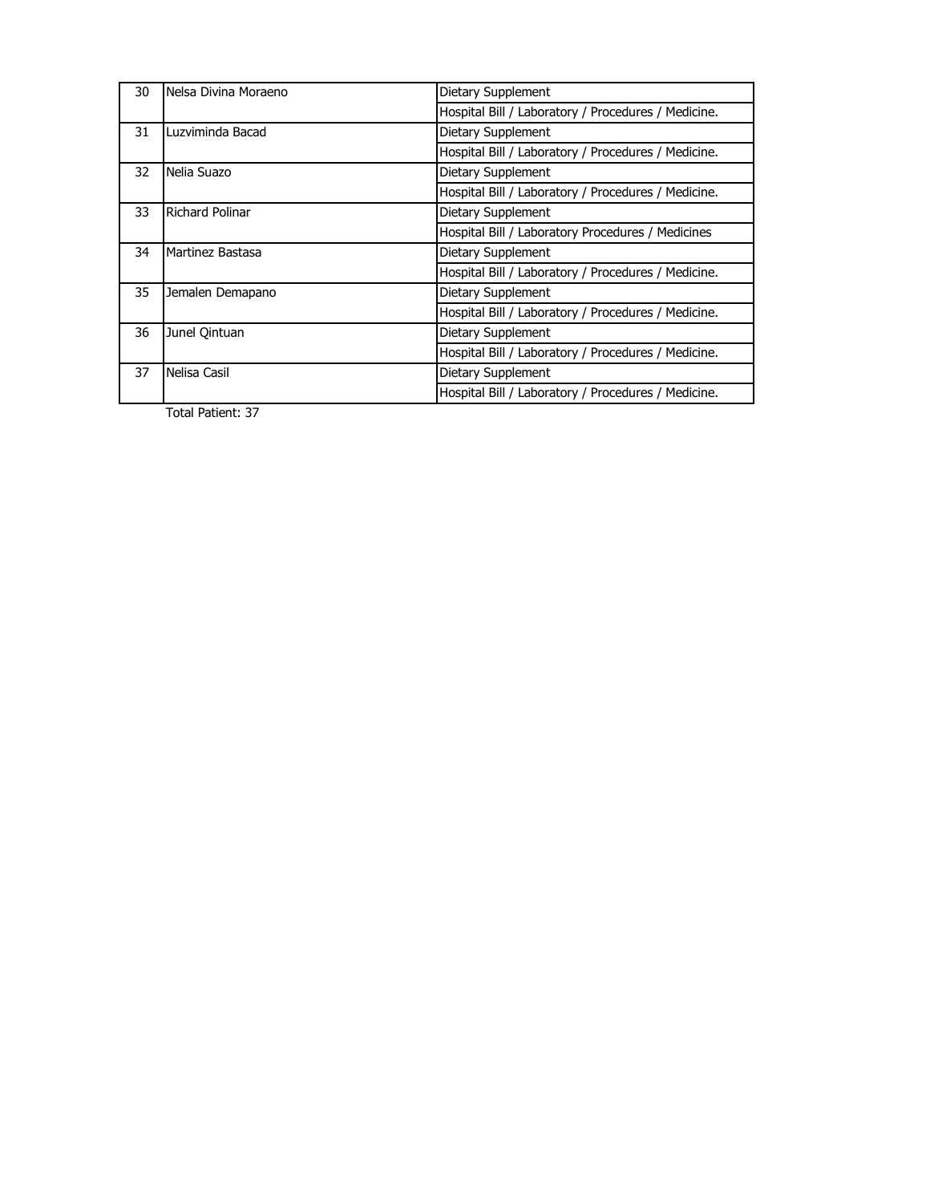| | | |
|---|---|---|
| 30 | Nelsa Divina Moraeno | Dietary Supplement |
| | | Hospital Bill / Laboratory / Procedures / Medicine. |
| 31 | Luzviminda Bacad | Dietary Supplement |
| | | Hospital Bill / Laboratory / Procedures / Medicine. |
| 32 | Nelia Suazo | Dietary Supplement |
| | | Hospital Bill / Laboratory / Procedures / Medicine. |
| 33 | Richard Polinar | Dietary Supplement |
| | | Hospital Bill / Laboratory Procedures / Medicines |
| 34 | Martinez Bastasa | Dietary Supplement |
| | | Hospital Bill / Laboratory / Procedures / Medicine. |
| 35 | Jemalen Demapano | Dietary Supplement |
| | | Hospital Bill / Laboratory / Procedures / Medicine. |
| 36 | Junel Qintuan | Dietary Supplement |
| | | Hospital Bill / Laboratory / Procedures / Medicine. |
| 37 | Nelisa Casil | Dietary Supplement |
| | | Hospital Bill / Laboratory / Procedures / Medicine. |

Total Patient: 37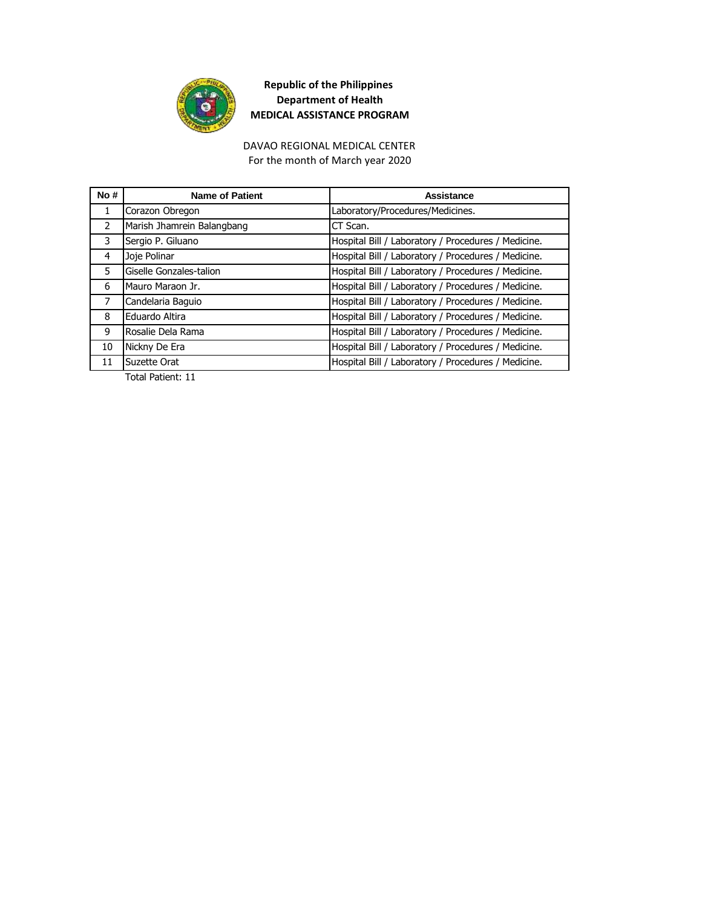**Republic of the Philippines**
**Department of Health**
**MEDICAL ASSISTANCE PROGRAM**

DAVAO REGIONAL MEDICAL CENTER
For the month of March year 2020

| No # | Name of Patient | Assistance |
|---|---|---|
| 1 | Corazon Obregon | Laboratory/Procedures/Medicines. |
| 2 | Marish Jhamrein Balangbang | CT Scan. |
| 3 | Sergio P. Giluano | Hospital Bill / Laboratory / Procedures / Medicine. |
| 4 | Joje Polinar | Hospital Bill / Laboratory / Procedures / Medicine. |
| 5 | Giselle Gonzales-talion | Hospital Bill / Laboratory / Procedures / Medicine. |
| 6 | Mauro Maraon Jr. | Hospital Bill / Laboratory / Procedures / Medicine. |
| 7 | Candelaria Baguio | Hospital Bill / Laboratory / Procedures / Medicine. |
| 8 | Eduardo Altira | Hospital Bill / Laboratory / Procedures / Medicine. |
| 9 | Rosalie Dela Rama | Hospital Bill / Laboratory / Procedures / Medicine. |
| 10 | Nickny De Era | Hospital Bill / Laboratory / Procedures / Medicine. |
| 11 | Suzette Orat | Hospital Bill / Laboratory / Procedures / Medicine. |

Total Patient: 11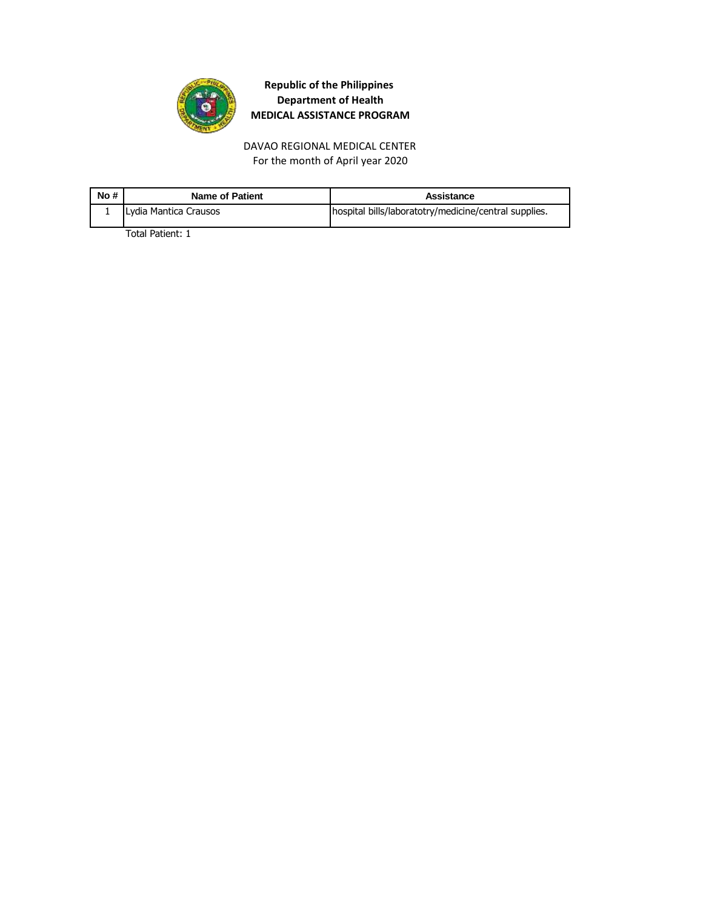**Republic of the Philippines**
**Department of Health**
**MEDICAL ASSISTANCE PROGRAM**

DAVAO REGIONAL MEDICAL CENTER
For the month of April year 2020

| No # | Name of Patient | Assistance |
|---|---|---|
| 1 | Lydia Mantica Crausos | hospital bills/laboratotry/medicine/central supplies. |

Total Patient: 1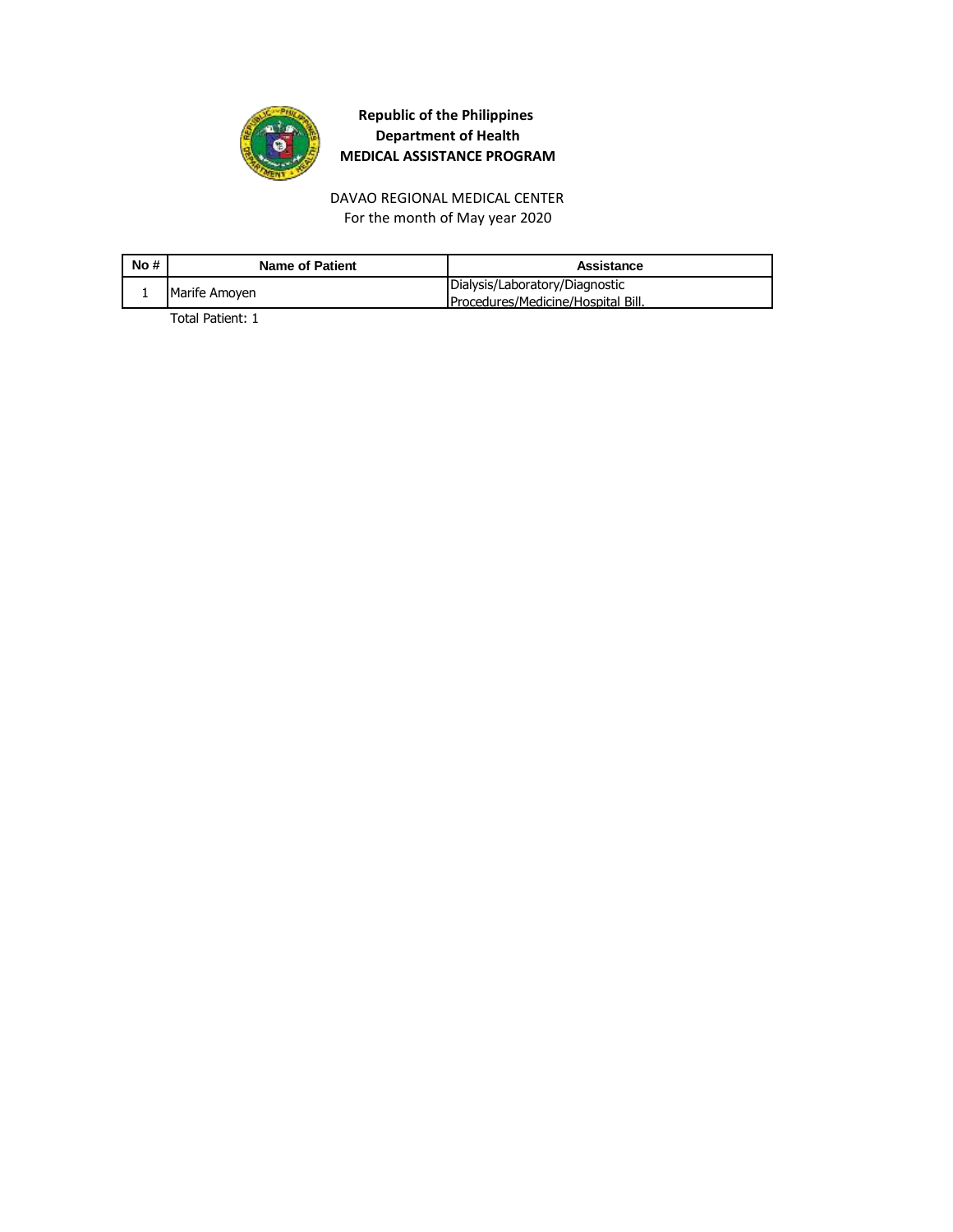**Republic of the Philippines**
**Department of Health**
**MEDICAL ASSISTANCE PROGRAM**

DAVAO REGIONAL MEDICAL CENTER
For the month of May year 2020

| No # | Name of Patient | Assistance |
| --- | --- | --- |
| 1 | Marife Amoyen | Dialysis/Laboratory/Diagnostic Procedures/Medicine/Hospital Bill. |

Total Patient: 1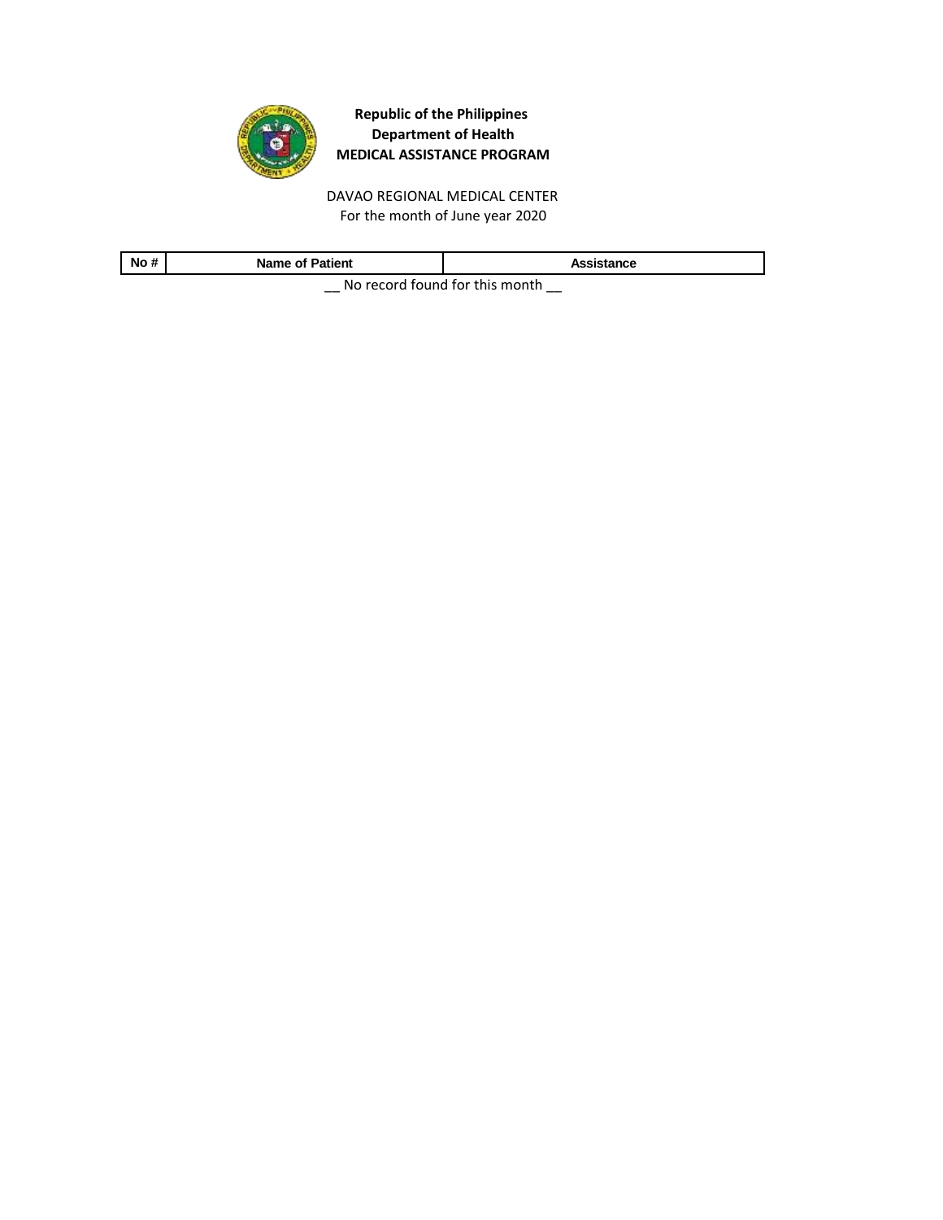**Republic of the Philippines**
**Department of Health**
**MEDICAL ASSISTANCE PROGRAM**

DAVAO REGIONAL MEDICAL CENTER
For the month of June year 2020

| No # | Name of Patient | Assistance |
|---|---|---|

__ No record found for this month __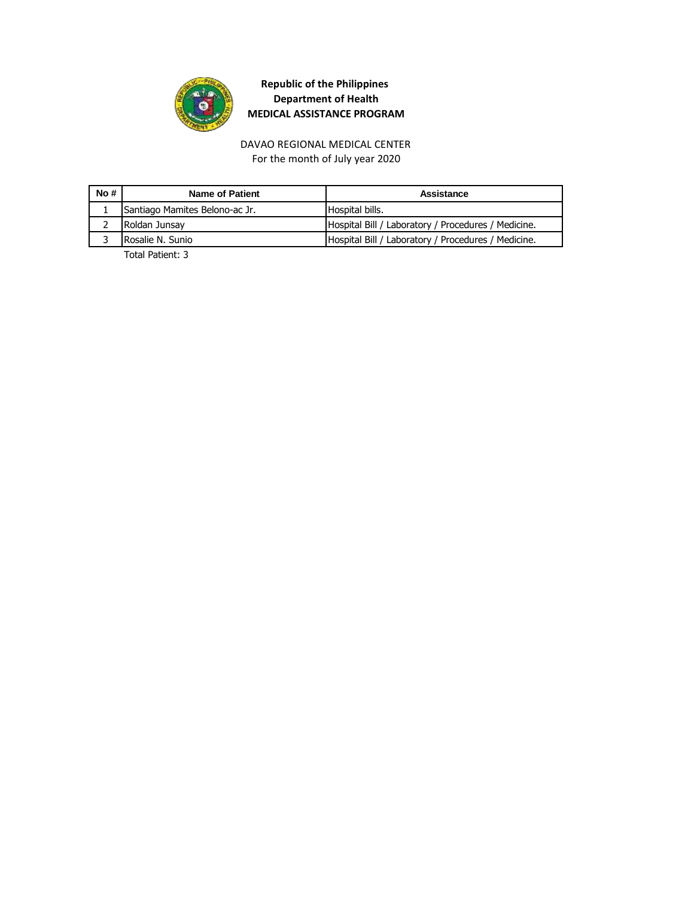**Republic of the Philippines**
**Department of Health**
**MEDICAL ASSISTANCE PROGRAM**

DAVAO REGIONAL MEDICAL CENTER
For the month of July year 2020

| No # | Name of Patient | Assistance |
| --- | --- | --- |
| 1 | Santiago Mamites Belono-ac Jr. | Hospital bills. |
| 2 | Roldan Junsay | Hospital Bill / Laboratory / Procedures / Medicine. |
| 3 | Rosalie N. Sunio | Hospital Bill / Laboratory / Procedures / Medicine. |

Total Patient: 3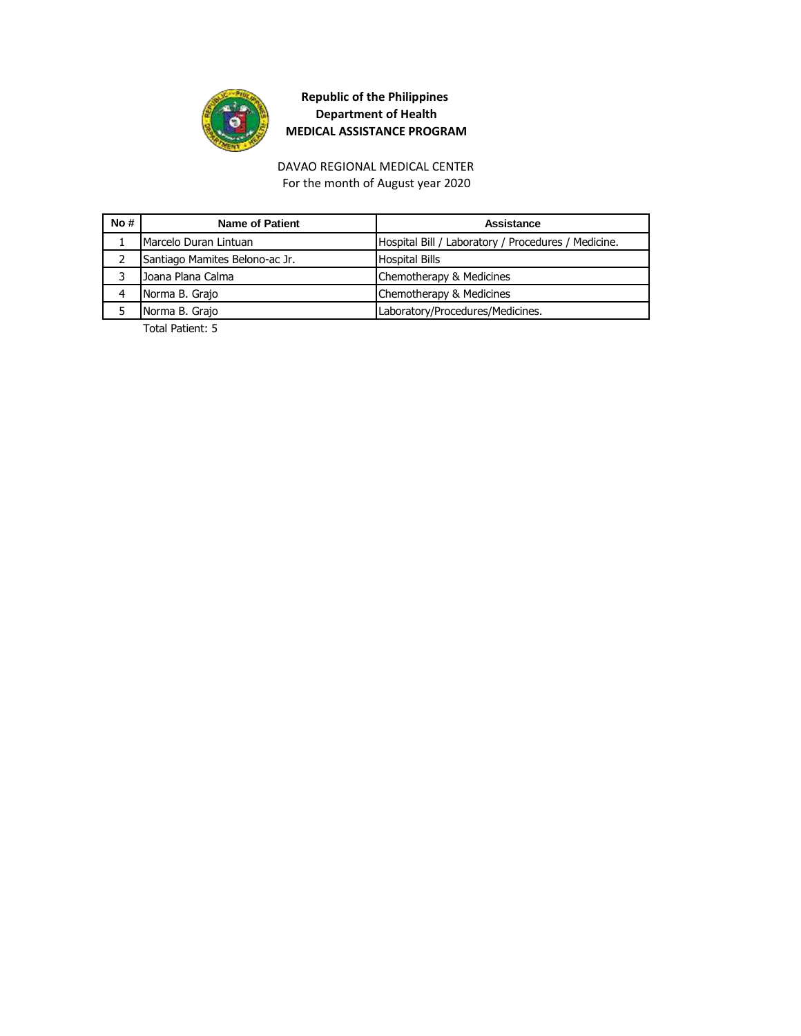**Republic of the Philippines**
**Department of Health**
**MEDICAL ASSISTANCE PROGRAM**

DAVAO REGIONAL MEDICAL CENTER
For the month of August year 2020

| No # | Name of Patient | Assistance |
|---|---|---|
| 1 | Marcelo Duran Lintuan | Hospital Bill / Laboratory / Procedures / Medicine. |
| 2 | Santiago Mamites Belono-ac Jr. | Hospital Bills |
| 3 | Joana Plana Calma | Chemotherapy & Medicines |
| 4 | Norma B. Grajo | Chemotherapy & Medicines |
| 5 | Norma B. Grajo | Laboratory/Procedures/Medicines. |

Total Patient: 5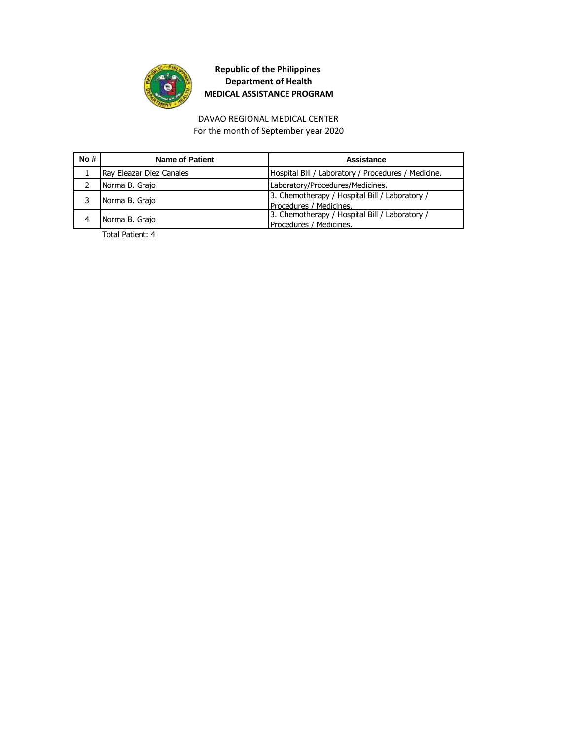**Republic of the Philippines**
**Department of Health**
**MEDICAL ASSISTANCE PROGRAM**

DAVAO REGIONAL MEDICAL CENTER
For the month of September year 2020

| No # | Name of Patient | Assistance |
|---|---|---|
| 1 | Ray Eleazar Diez Canales | Hospital Bill / Laboratory / Procedures / Medicine. |
| 2 | Norma B. Grajo | Laboratory/Procedures/Medicines. |
| 3 | Norma B. Grajo | 3. Chemotherapy / Hospital Bill / Laboratory / Procedures / Medicines. |
| 4 | Norma B. Grajo | 3. Chemotherapy / Hospital Bill / Laboratory / Procedures / Medicines. |

Total Patient: 4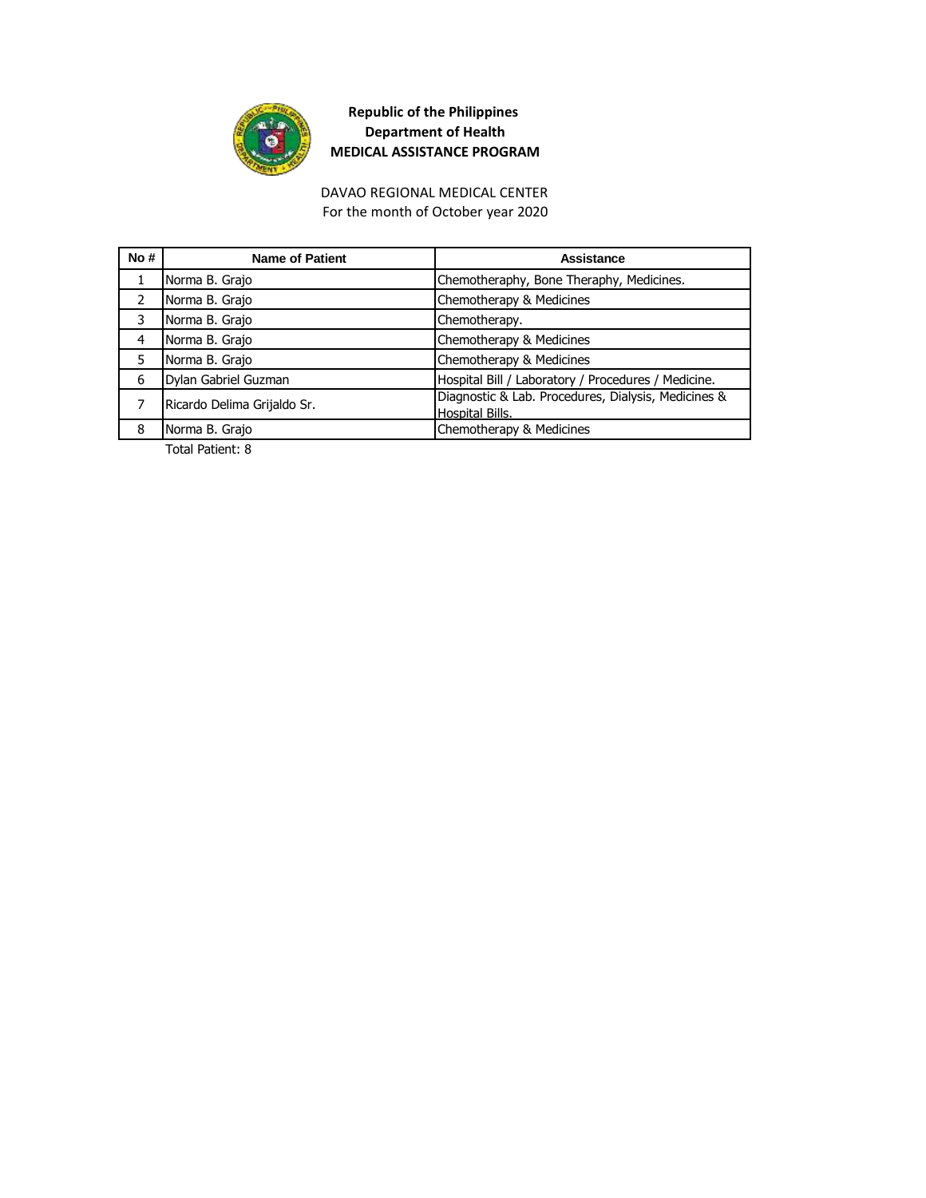**Republic of the Philippines**
**Department of Health**
**MEDICAL ASSISTANCE PROGRAM**

DAVAO REGIONAL MEDICAL CENTER
For the month of October year 2020

| No # | Name of Patient | Assistance |
|---|---|---|
| 1 | Norma B. Grajo | Chemotheraphy, Bone Theraphy, Medicines. |
| 2 | Norma B. Grajo | Chemotherapy & Medicines |
| 3 | Norma B. Grajo | Chemotherapy. |
| 4 | Norma B. Grajo | Chemotherapy & Medicines |
| 5 | Norma B. Grajo | Chemotherapy & Medicines |
| 6 | Dylan Gabriel Guzman | Hospital Bill / Laboratory / Procedures / Medicine. |
| 7 | Ricardo Delima Grijaldo Sr. | Diagnostic & Lab. Procedures, Dialysis, Medicines & Hospital Bills. |
| 8 | Norma B. Grajo | Chemotherapy & Medicines |

Total Patient: 8